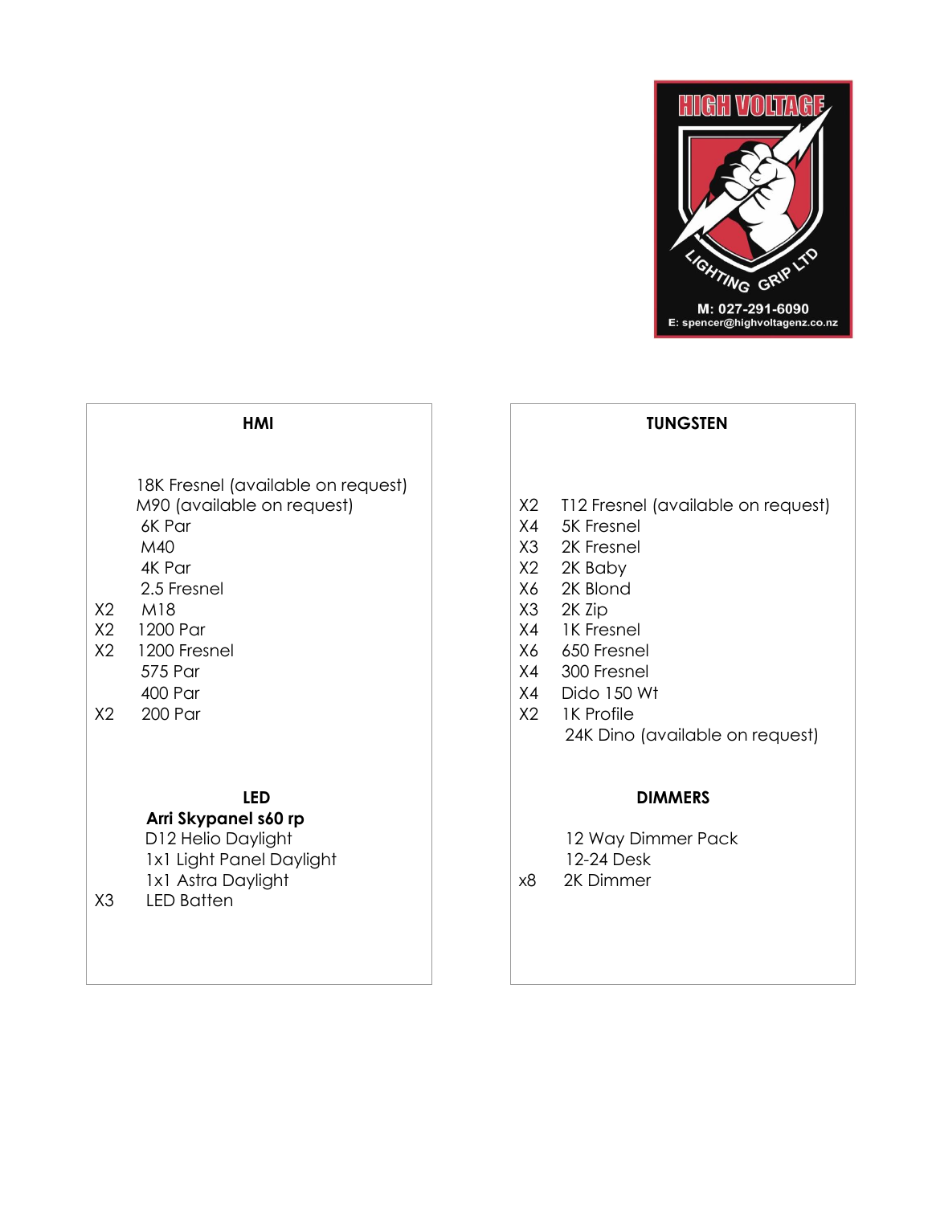HIGH VOLTAGE

LIGHTING GRIP LTD

M: 027-291-6090
E: spencer@highvoltagenz.co.nz

## HMI

18K Fresnel (available on request)
M90 (available on request)
6K Par
M40
4K Par
2.5 Fresnel
X2 M18
X2 1200 Par
X2 1200 Fresnel
575 Par
400 Par
X2 200 Par

## LED

**Arri Skypanel s60 rp**
D12 Helio Daylight
1x1 Light Panel Daylight
1x1 Astra Daylight
X3 LED Batten

## TUNGSTEN

X2 T12 Fresnel (available on request)
X4 5K Fresnel
X3 2K Fresnel
X2 2K Baby
X6 2K Blond
X3 2K Zip
X4 1K Fresnel
X6 650 Fresnel
X4 300 Fresnel
X4 Dido 150 Wt
X2 1K Profile
24K Dino (available on request)

## DIMMERS

12 Way Dimmer Pack
12-24 Desk
x8 2K Dimmer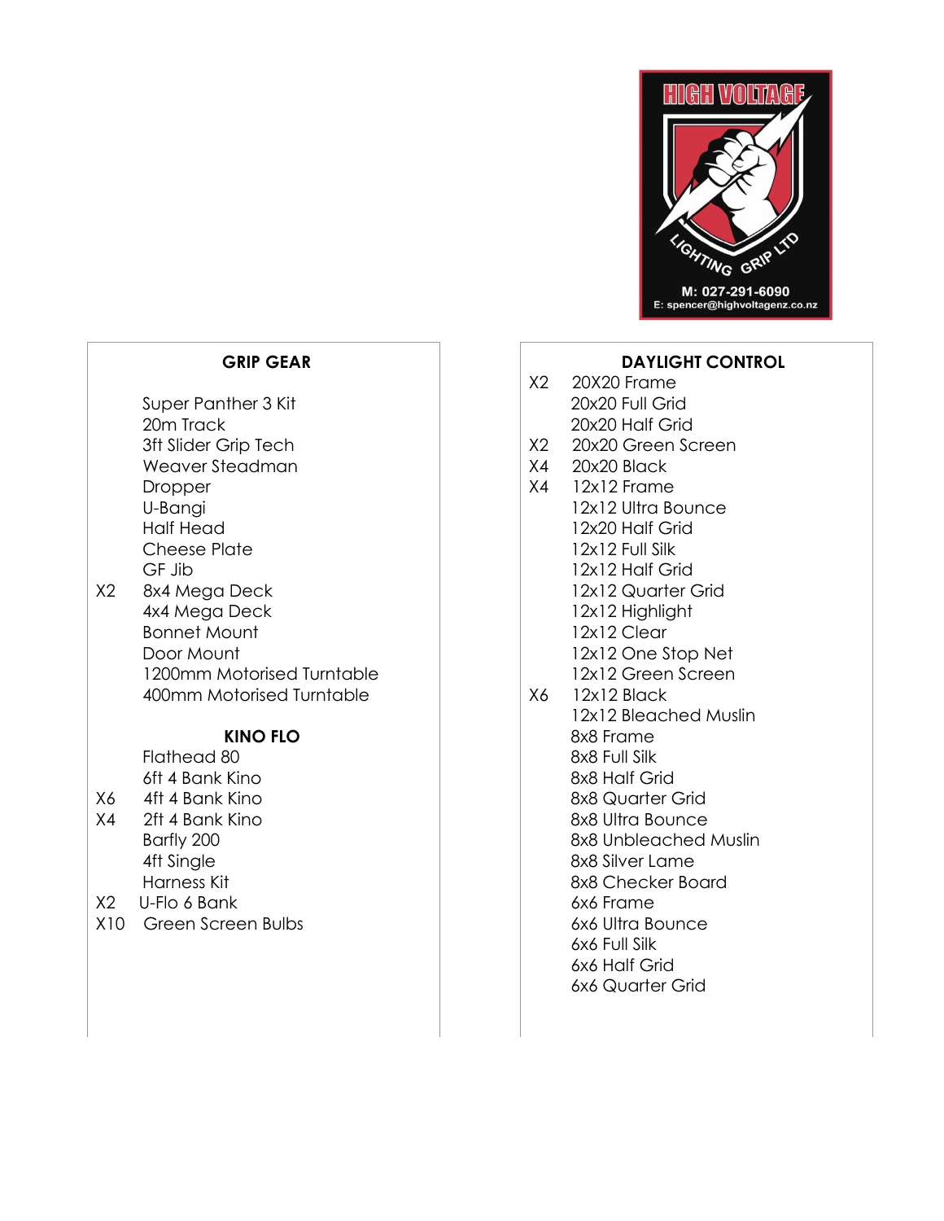HIGH VOLTAGE

LIGHTING GRIP LTD

M: 027-291-6090
E: spencer@highvoltagenz.co.nz

## GRIP GEAR

- Super Panther 3 Kit
- 20m Track
- 3ft Slider Grip Tech
- Weaver Steadman
- Dropper
- U-Bangi
- Half Head
- Cheese Plate
- GF Jib
- X2 8x4 Mega Deck
- 4x4 Mega Deck
- Bonnet Mount
- Door Mount
- 1200mm Motorised Turntable
- 400mm Motorised Turntable

## KINO FLO

- Flathead 80
- 6ft 4 Bank Kino
- X6 4ft 4 Bank Kino
- X4 2ft 4 Bank Kino
- Barfly 200
- 4ft Single
- Harness Kit
- X2 U-Flo 6 Bank
- X10 Green Screen Bulbs

## DAYLIGHT CONTROL

- X2 20X20 Frame
- 20x20 Full Grid
- 20x20 Half Grid
- X2 20x20 Green Screen
- X4 20x20 Black
- X4 12x12 Frame
- 12x12 Ultra Bounce
- 12x20 Half Grid
- 12x12 Full Silk
- 12x12 Half Grid
- 12x12 Quarter Grid
- 12x12 Highlight
- 12x12 Clear
- 12x12 One Stop Net
- 12x12 Green Screen
- X6 12x12 Black
- 12x12 Bleached Muslin
- 8x8 Frame
- 8x8 Full Silk
- 8x8 Half Grid
- 8x8 Quarter Grid
- 8x8 Ultra Bounce
- 8x8 Unbleached Muslin
- 8x8 Silver Lame
- 8x8 Checker Board
- 6x6 Frame
- 6x6 Ultra Bounce
- 6x6 Full Silk
- 6x6 Half Grid
- 6x6 Quarter Grid